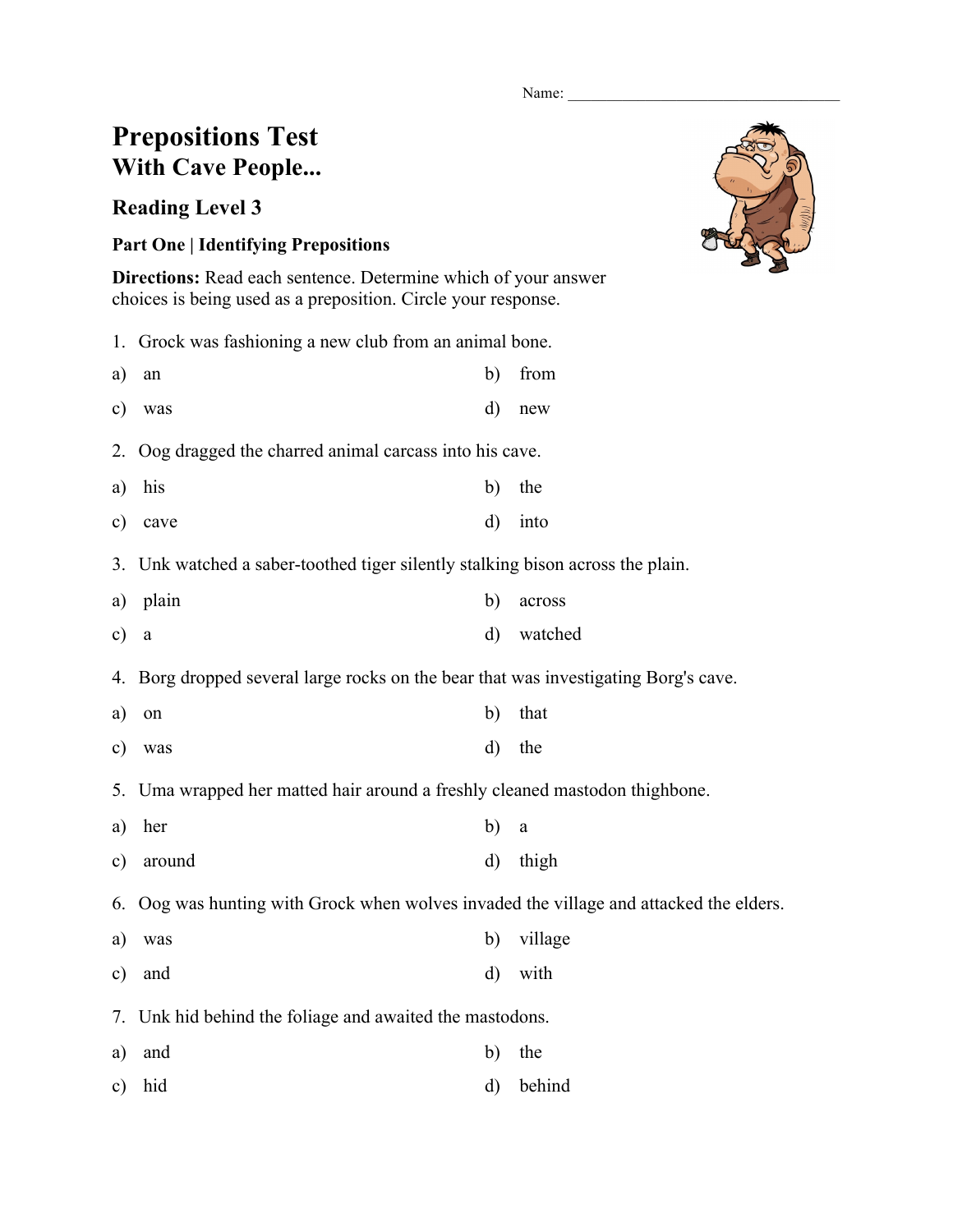Name: ___________________________________

# Prepositions Test
## With Cave People...

### Reading Level 3

**Part One | Identifying Prepositions**

**Directions:** Read each sentence. Determine which of your answer choices is being used as a preposition. Circle your response.

1. Grock was fashioning a new club from an animal bone.

a) an b) from

c) was d) new

2. Oog dragged the charred animal carcass into his cave.

a) his b) the

c) cave d) into

3. Unk watched a saber-toothed tiger silently stalking bison across the plain.

a) plain b) across

c) a d) watched

4. Borg dropped several large rocks on the bear that was investigating Borg's cave.

a) on b) that

c) was d) the

5. Uma wrapped her matted hair around a freshly cleaned mastodon thighbone.

a) her b) a

c) around d) thigh

6. Oog was hunting with Grock when wolves invaded the village and attacked the elders.

a) was b) village

c) and d) with

7. Unk hid behind the foliage and awaited the mastodons.

a) and b) the

c) hid d) behind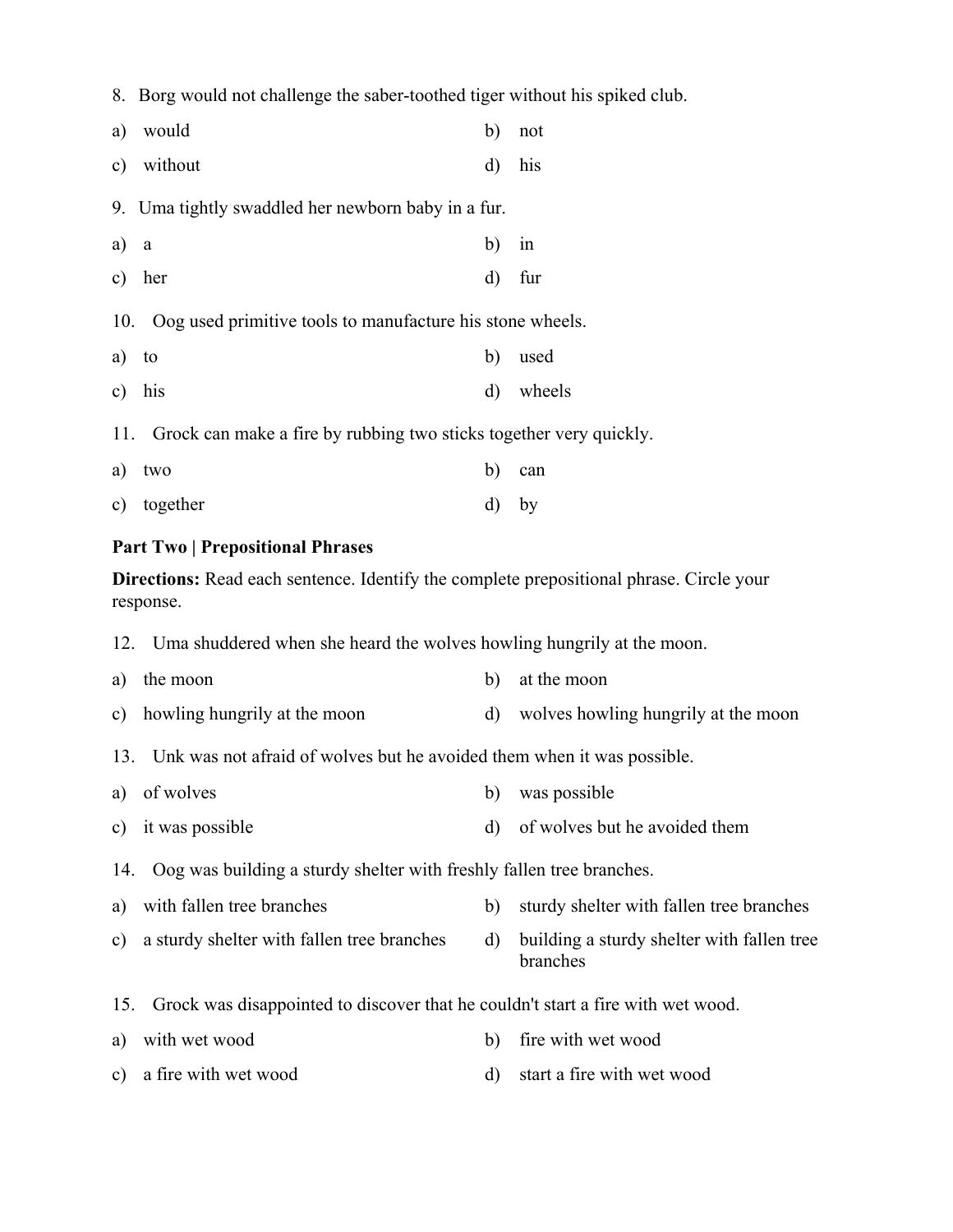8. Borg would not challenge the saber-toothed tiger without his spiked club.

a) would  
b) not  
c) without  
d) his

9. Uma tightly swaddled her newborn baby in a fur.

a) a  
b) in  
c) her  
d) fur

10. Oog used primitive tools to manufacture his stone wheels.

a) to  
b) used  
c) his  
d) wheels

11. Grock can make a fire by rubbing two sticks together very quickly.

a) two  
b) can  
c) together  
d) by

**Part Two | Prepositional Phrases**

**Directions:** Read each sentence. Identify the complete prepositional phrase. Circle your response.

12. Uma shuddered when she heard the wolves howling hungrily at the moon.

a) the moon  
b) at the moon  
c) howling hungrily at the moon  
d) wolves howling hungrily at the moon

13. Unk was not afraid of wolves but he avoided them when it was possible.

a) of wolves  
b) was possible  
c) it was possible  
d) of wolves but he avoided them

14. Oog was building a sturdy shelter with freshly fallen tree branches.

a) with fallen tree branches  
b) sturdy shelter with fallen tree branches  
c) a sturdy shelter with fallen tree branches  
d) building a sturdy shelter with fallen tree branches

15. Grock was disappointed to discover that he couldn't start a fire with wet wood.

a) with wet wood  
b) fire with wet wood  
c) a fire with wet wood  
d) start a fire with wet wood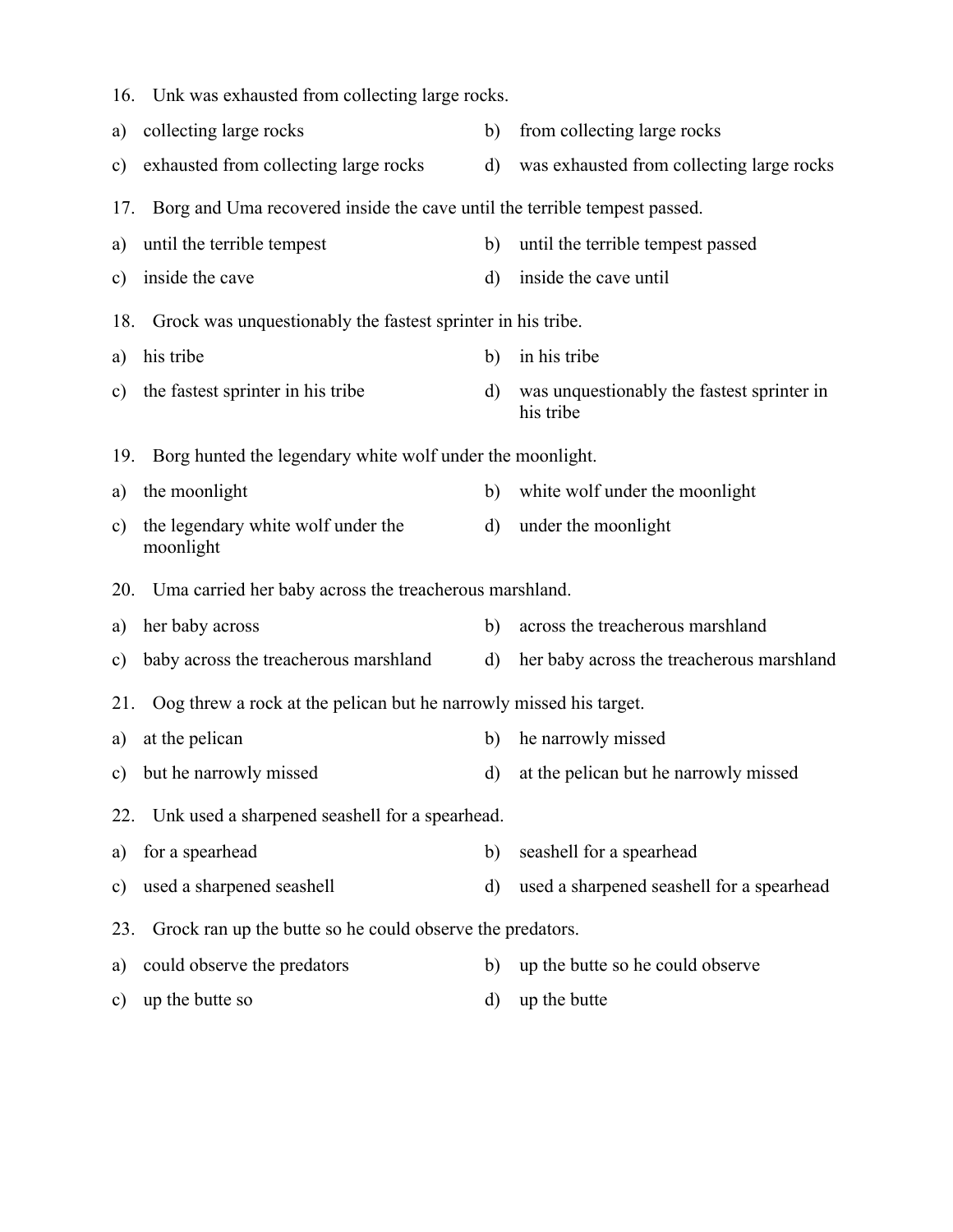16. Unk was exhausted from collecting large rocks.

a) collecting large rocks
b) from collecting large rocks
c) exhausted from collecting large rocks
d) was exhausted from collecting large rocks

17. Borg and Uma recovered inside the cave until the terrible tempest passed.

a) until the terrible tempest
b) until the terrible tempest passed
c) inside the cave
d) inside the cave until

18. Grock was unquestionably the fastest sprinter in his tribe.

a) his tribe
b) in his tribe
c) the fastest sprinter in his tribe
d) was unquestionably the fastest sprinter in his tribe

19. Borg hunted the legendary white wolf under the moonlight.

a) the moonlight
b) white wolf under the moonlight
c) the legendary white wolf under the moonlight
d) under the moonlight

20. Uma carried her baby across the treacherous marshland.

a) her baby across
b) across the treacherous marshland
c) baby across the treacherous marshland
d) her baby across the treacherous marshland

21. Oog threw a rock at the pelican but he narrowly missed his target.

a) at the pelican
b) he narrowly missed
c) but he narrowly missed
d) at the pelican but he narrowly missed

22. Unk used a sharpened seashell for a spearhead.

a) for a spearhead
b) seashell for a spearhead
c) used a sharpened seashell
d) used a sharpened seashell for a spearhead

23. Grock ran up the butte so he could observe the predators.

a) could observe the predators
b) up the butte so he could observe
c) up the butte so
d) up the butte